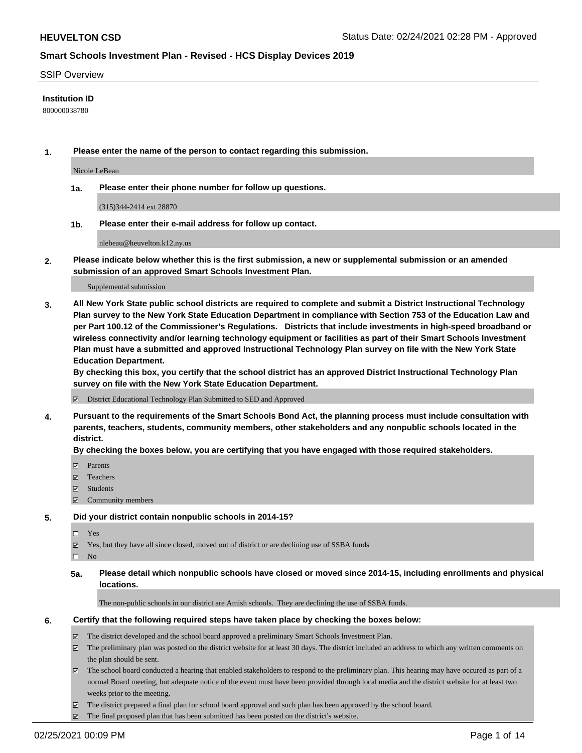**HEUVELTON CSD**

Status Date: 02/24/2021 02:28 PM - Approved

## Smart Schools Investment Plan - Revised - HCS Display Devices 2019

SSIP Overview

**Institution ID**

800000038780

**1. Please enter the name of the person to contact regarding this submission.**

Nicole LeBeau

**1a. Please enter their phone number for follow up questions.**

(315)344-2414 ext 28870

**1b. Please enter their e-mail address for follow up contact.**

nlebeau@heuvelton.k12.ny.us

**2. Please indicate below whether this is the first submission, a new or supplemental submission or an amended submission of an approved Smart Schools Investment Plan.**

Supplemental submission

**3. All New York State public school districts are required to complete and submit a District Instructional Technology Plan survey to the New York State Education Department in compliance with Section 753 of the Education Law and per Part 100.12 of the Commissioner's Regulations. Districts that include investments in high-speed broadband or wireless connectivity and/or learning technology equipment or facilities as part of their Smart Schools Investment Plan must have a submitted and approved Instructional Technology Plan survey on file with the New York State Education Department.**
**By checking this box, you certify that the school district has an approved District Instructional Technology Plan survey on file with the New York State Education Department.**

☑ District Educational Technology Plan Submitted to SED and Approved

**4. Pursuant to the requirements of the Smart Schools Bond Act, the planning process must include consultation with parents, teachers, students, community members, other stakeholders and any nonpublic schools located in the district.**
**By checking the boxes below, you are certifying that you have engaged with those required stakeholders.**

☑ Parents
☑ Teachers
☑ Students
☑ Community members

**5. Did your district contain nonpublic schools in 2014-15?**

☐ Yes
☑ Yes, but they have all since closed, moved out of district or are declining use of SSBA funds
☐ No

**5a. Please detail which nonpublic schools have closed or moved since 2014-15, including enrollments and physical locations.**

The non-public schools in our district are Amish schools. They are declining the use of SSBA funds.

**6. Certify that the following required steps have taken place by checking the boxes below:**

☑ The district developed and the school board approved a preliminary Smart Schools Investment Plan.
☑ The preliminary plan was posted on the district website for at least 30 days. The district included an address to which any written comments on the plan should be sent.
☑ The school board conducted a hearing that enabled stakeholders to respond to the preliminary plan. This hearing may have occured as part of a normal Board meeting, but adequate notice of the event must have been provided through local media and the district website for at least two weeks prior to the meeting.
☑ The district prepared a final plan for school board approval and such plan has been approved by the school board.
☑ The final proposed plan that has been submitted has been posted on the district's website.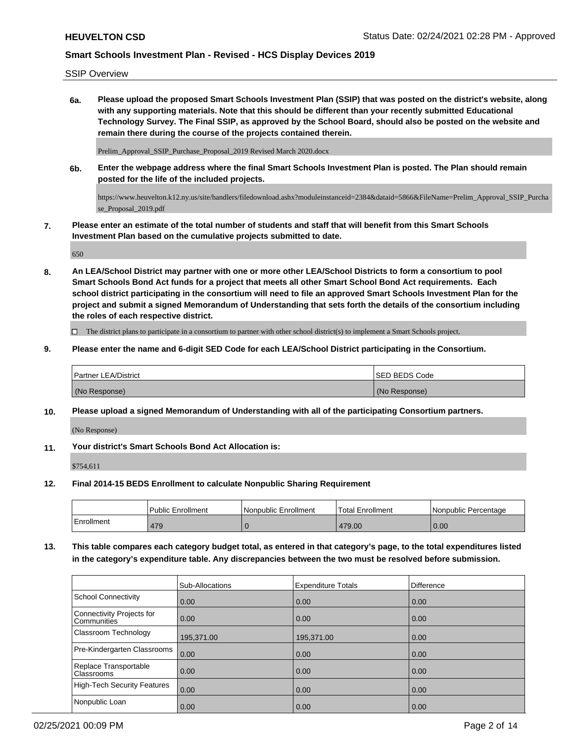SSIP Overview

**6a. Please upload the proposed Smart Schools Investment Plan (SSIP) that was posted on the district's website, along with any supporting materials. Note that this should be different than your recently submitted Educational Technology Survey. The Final SSIP, as approved by the School Board, should also be posted on the website and remain there during the course of the projects contained therein.**

Prelim_Approval_SSIP_Purchase_Proposal_2019 Revised March 2020.docx

**6b. Enter the webpage address where the final Smart Schools Investment Plan is posted. The Plan should remain posted for the life of the included projects.**

https://www.heuvelton.k12.ny.us/site/handlers/filedownload.ashx?moduleinstanceid=2384&dataid=5866&FileName=Prelim_Approval_SSIP_Purchase_Proposal_2019.pdf

**7. Please enter an estimate of the total number of students and staff that will benefit from this Smart Schools Investment Plan based on the cumulative projects submitted to date.**

650

**8. An LEA/School District may partner with one or more other LEA/School Districts to form a consortium to pool Smart Schools Bond Act funds for a project that meets all other Smart School Bond Act requirements. Each school district participating in the consortium will need to file an approved Smart Schools Investment Plan for the project and submit a signed Memorandum of Understanding that sets forth the details of the consortium including the roles of each respective district.**

☐ The district plans to participate in a consortium to partner with other school district(s) to implement a Smart Schools project.

**9. Please enter the name and 6-digit SED Code for each LEA/School District participating in the Consortium.**

| Partner LEA/District | SED BEDS Code |
|---|---|
| (No Response) | (No Response) |

**10. Please upload a signed Memorandum of Understanding with all of the participating Consortium partners.**

(No Response)

**11. Your district's Smart Schools Bond Act Allocation is:**

$754,611

**12. Final 2014-15 BEDS Enrollment to calculate Nonpublic Sharing Requirement**

| | Public Enrollment | Nonpublic Enrollment | Total Enrollment | Nonpublic Percentage |
|---|---|---|---|---|
| Enrollment | 479 | 0 | 479.00 | 0.00 |

**13. This table compares each category budget total, as entered in that category's page, to the total expenditures listed in the category's expenditure table. Any discrepancies between the two must be resolved before submission.**

| | Sub-Allocations | Expenditure Totals | Difference |
|---|---|---|---|
| School Connectivity | 0.00 | 0.00 | 0.00 |
| Connectivity Projects for Communities | 0.00 | 0.00 | 0.00 |
| Classroom Technology | 195,371.00 | 195,371.00 | 0.00 |
| Pre-Kindergarten Classrooms | 0.00 | 0.00 | 0.00 |
| Replace Transportable Classrooms | 0.00 | 0.00 | 0.00 |
| High-Tech Security Features | 0.00 | 0.00 | 0.00 |
| Nonpublic Loan | 0.00 | 0.00 | 0.00 |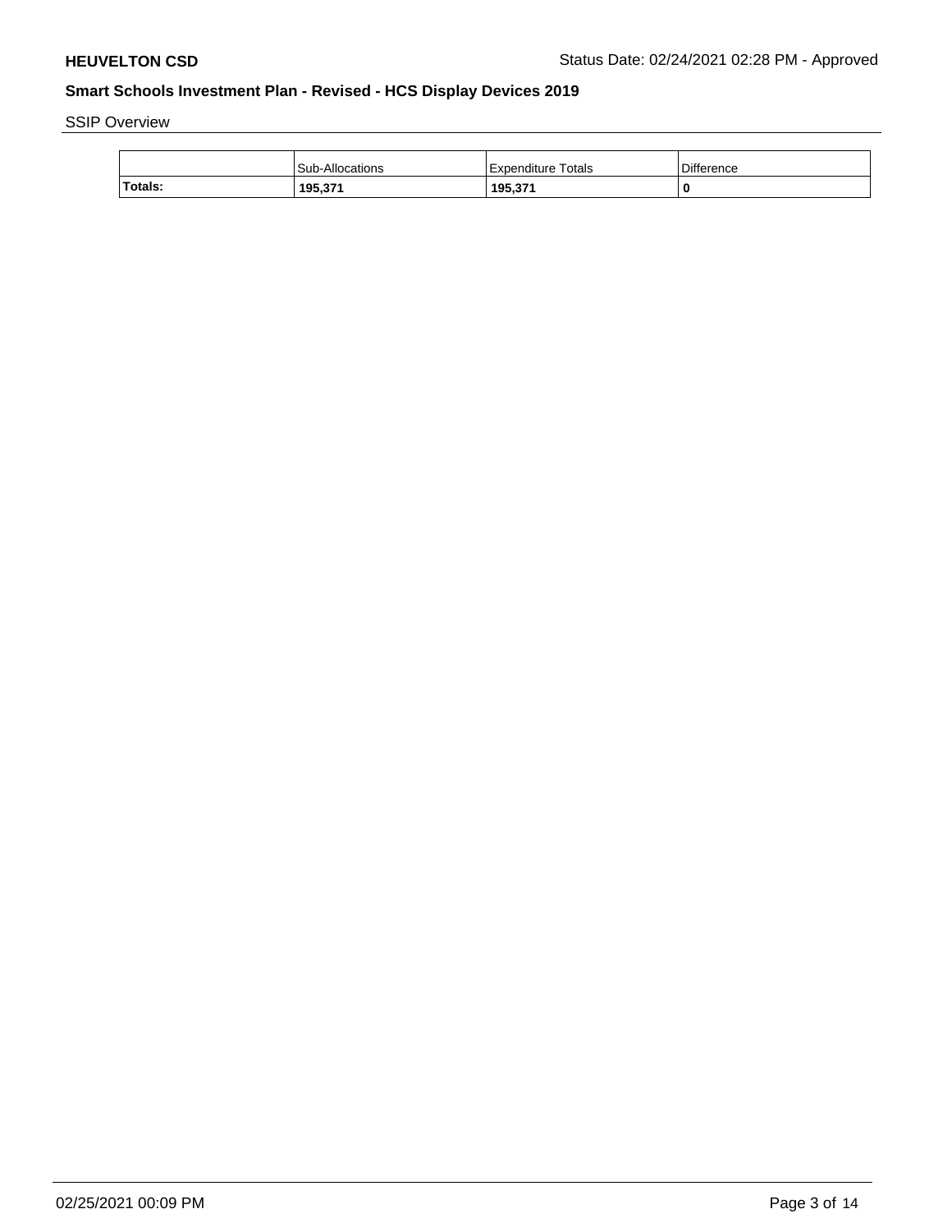SSIP Overview

| | Sub-Allocations | Expenditure Totals | Difference |
|---|---|---|---|
| **Totals:** | **195,371** | **195,371** | **0** |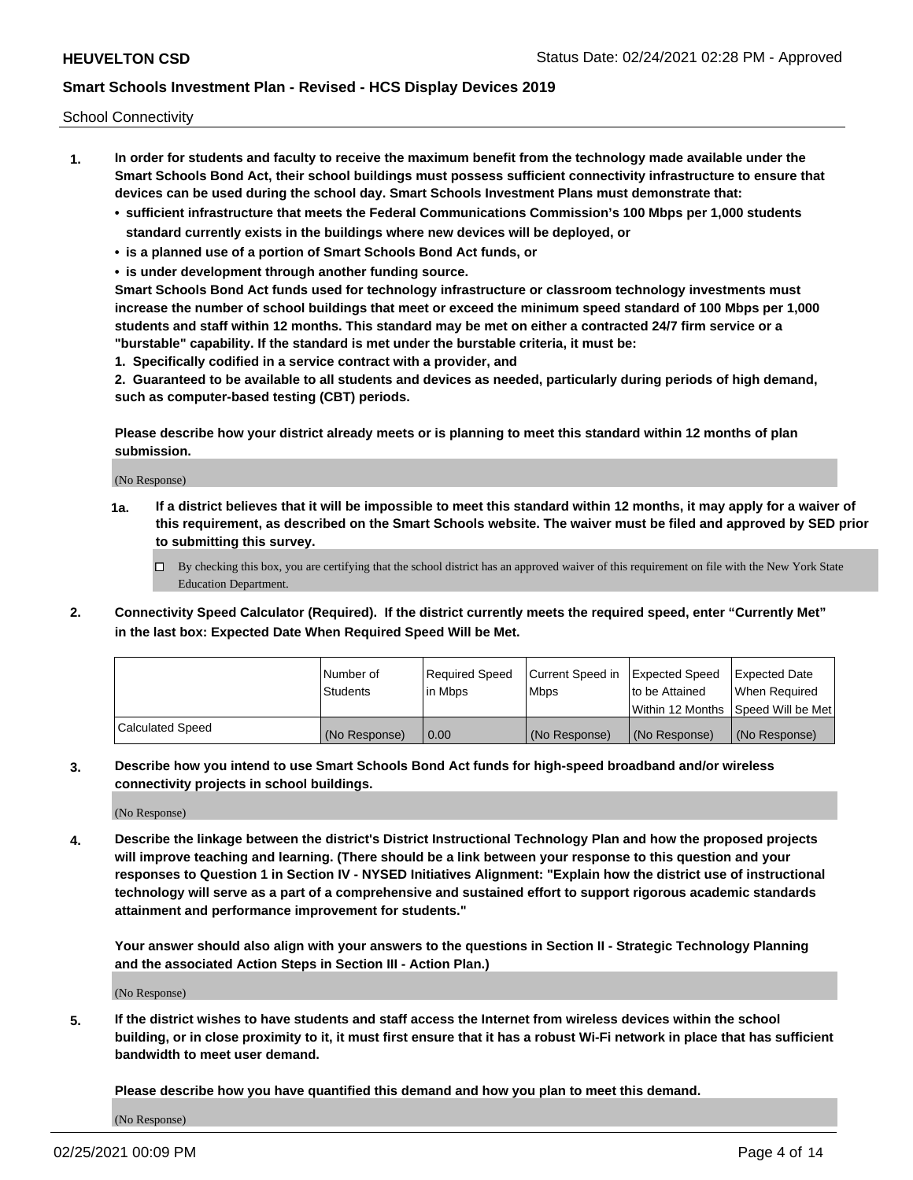School Connectivity

1. **In order for students and faculty to receive the maximum benefit from the technology made available under the Smart Schools Bond Act, their school buildings must possess sufficient connectivity infrastructure to ensure that devices can be used during the school day. Smart Schools Investment Plans must demonstrate that:**
   - **sufficient infrastructure that meets the Federal Communications Commission's 100 Mbps per 1,000 students standard currently exists in the buildings where new devices will be deployed, or**
   - **is a planned use of a portion of Smart Schools Bond Act funds, or**
   - **is under development through another funding source.**

   **Smart Schools Bond Act funds used for technology infrastructure or classroom technology investments must increase the number of school buildings that meet or exceed the minimum speed standard of 100 Mbps per 1,000 students and staff within 12 months. This standard may be met on either a contracted 24/7 firm service or a "burstable" capability. If the standard is met under the burstable criteria, it must be:**

   **1. Specifically codified in a service contract with a provider, and**

   **2. Guaranteed to be available to all students and devices as needed, particularly during periods of high demand, such as computer-based testing (CBT) periods.**

   **Please describe how your district already meets or is planning to meet this standard within 12 months of plan submission.**

   (No Response)

   **1a. If a district believes that it will be impossible to meet this standard within 12 months, it may apply for a waiver of this requirement, as described on the Smart Schools website. The waiver must be filed and approved by SED prior to submitting this survey.**

   ☐ By checking this box, you are certifying that the school district has an approved waiver of this requirement on file with the New York State Education Department.

2. **Connectivity Speed Calculator (Required). If the district currently meets the required speed, enter "Currently Met" in the last box: Expected Date When Required Speed Will be Met.**

| | Number of Students | Required Speed in Mbps | Current Speed in Mbps | Expected Speed to be Attained Within 12 Months | Expected Date When Required Speed Will be Met |
|---|---|---|---|---|---|
| Calculated Speed | (No Response) | 0.00 | (No Response) | (No Response) | (No Response) |

3. **Describe how you intend to use Smart Schools Bond Act funds for high-speed broadband and/or wireless connectivity projects in school buildings.**

   (No Response)

4. **Describe the linkage between the district's District Instructional Technology Plan and how the proposed projects will improve teaching and learning. (There should be a link between your response to this question and your responses to Question 1 in Section IV - NYSED Initiatives Alignment: "Explain how the district use of instructional technology will serve as a part of a comprehensive and sustained effort to support rigorous academic standards attainment and performance improvement for students."**

   **Your answer should also align with your answers to the questions in Section II - Strategic Technology Planning and the associated Action Steps in Section III - Action Plan.)**

   (No Response)

5. **If the district wishes to have students and staff access the Internet from wireless devices within the school building, or in close proximity to it, it must first ensure that it has a robust Wi-Fi network in place that has sufficient bandwidth to meet user demand.**

   **Please describe how you have quantified this demand and how you plan to meet this demand.**

   (No Response)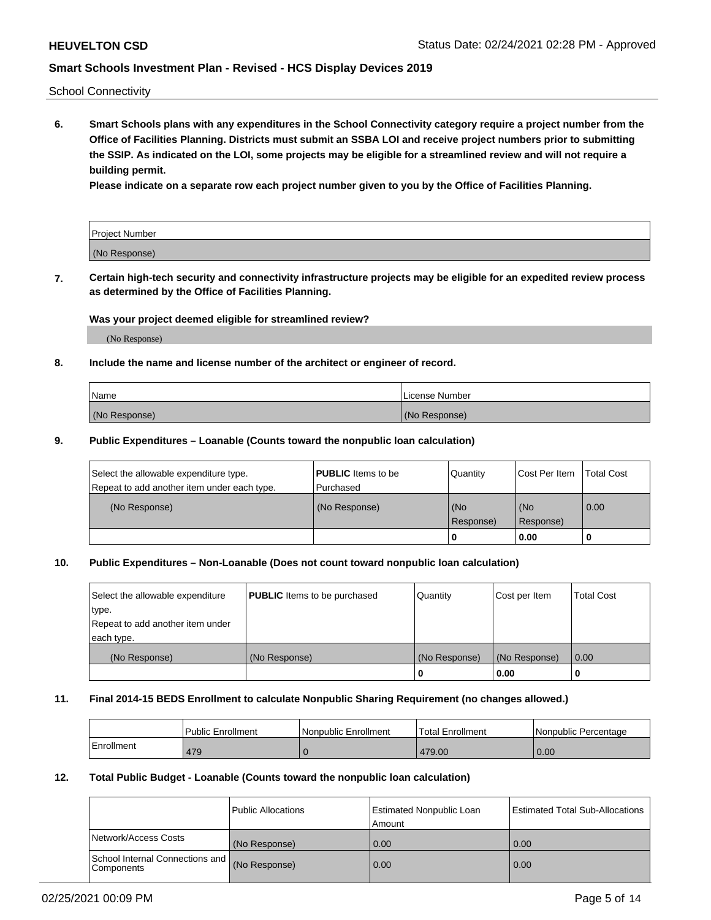School Connectivity

**6. Smart Schools plans with any expenditures in the School Connectivity category require a project number from the Office of Facilities Planning. Districts must submit an SSBA LOI and receive project numbers prior to submitting the SSIP. As indicated on the LOI, some projects may be eligible for a streamlined review and will not require a building permit.**

**Please indicate on a separate row each project number given to you by the Office of Facilities Planning.**

| Project Number |
| --- |
| (No Response) |

**7. Certain high-tech security and connectivity infrastructure projects may be eligible for an expedited review process as determined by the Office of Facilities Planning.**

**Was your project deemed eligible for streamlined review?**

(No Response)

**8. Include the name and license number of the architect or engineer of record.**

| Name | License Number |
| --- | --- |
| (No Response) | (No Response) |

**9. Public Expenditures – Loanable (Counts toward the nonpublic loan calculation)**

| Select the allowable expenditure type. Repeat to add another item under each type. | **PUBLIC** Items to be Purchased | Quantity | Cost Per Item | Total Cost |
| --- | --- | --- | --- | --- |
| (No Response) | (No Response) | (No Response) | (No Response) | 0.00 |
| | | 0 | 0.00 | 0 |

**10. Public Expenditures – Non-Loanable (Does not count toward nonpublic loan calculation)**

| Select the allowable expenditure type. Repeat to add another item under each type. | **PUBLIC** Items to be purchased | Quantity | Cost per Item | Total Cost |
| --- | --- | --- | --- | --- |
| (No Response) | (No Response) | (No Response) | (No Response) | 0.00 |
| | | 0 | 0.00 | 0 |

**11. Final 2014-15 BEDS Enrollment to calculate Nonpublic Sharing Requirement (no changes allowed.)**

| | Public Enrollment | Nonpublic Enrollment | Total Enrollment | Nonpublic Percentage |
| --- | --- | --- | --- | --- |
| Enrollment | 479 | 0 | 479.00 | 0.00 |

**12. Total Public Budget - Loanable (Counts toward the nonpublic loan calculation)**

| | Public Allocations | Estimated Nonpublic Loan Amount | Estimated Total Sub-Allocations |
| --- | --- | --- | --- |
| Network/Access Costs | (No Response) | 0.00 | 0.00 |
| School Internal Connections and Components | (No Response) | 0.00 | 0.00 |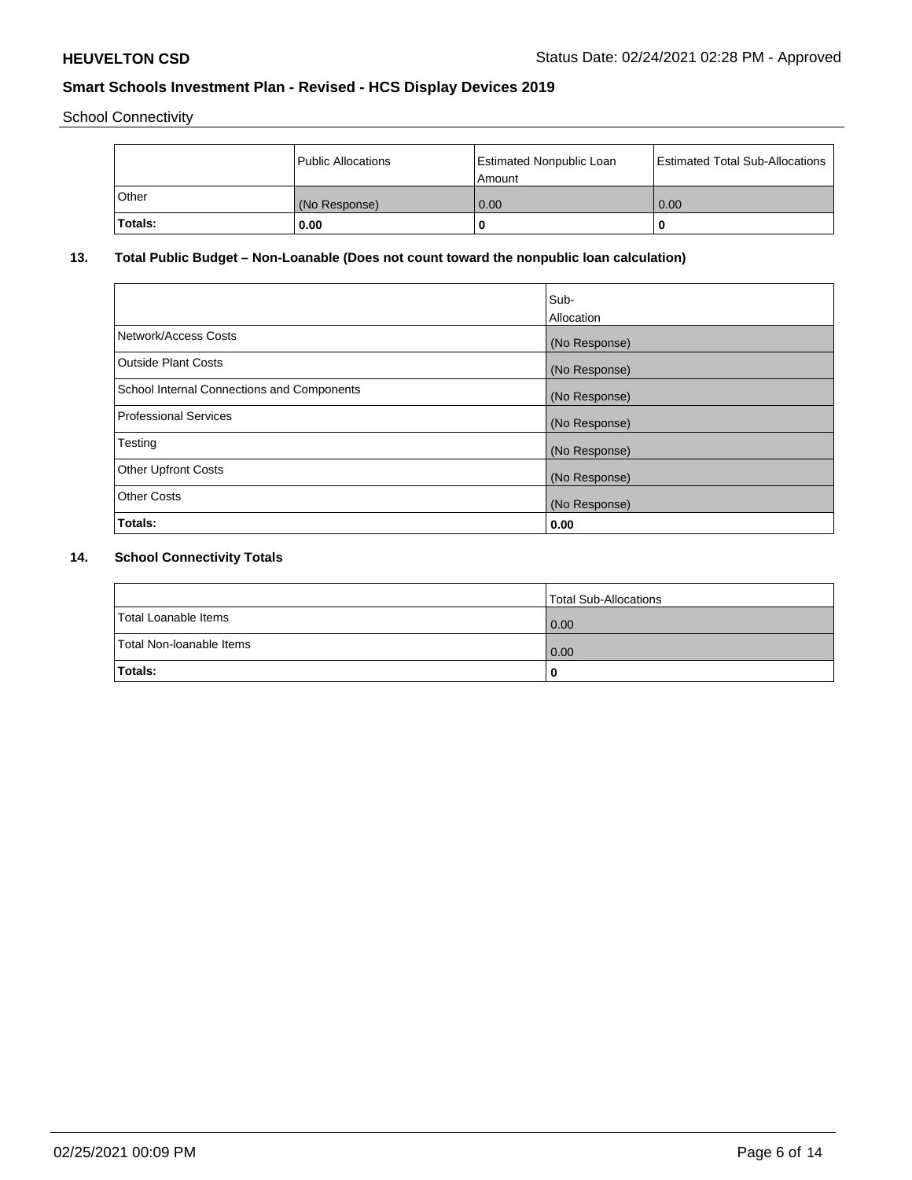School Connectivity

| | Public Allocations | Estimated Nonpublic Loan Amount | Estimated Total Sub-Allocations |
|---|---|---|---|
| Other | (No Response) | 0.00 | 0.00 |
| **Totals:** | **0.00** | **0** | **0** |

## 13. Total Public Budget – Non-Loanable (Does not count toward the nonpublic loan calculation)

| | Sub-Allocation |
|---|---|
| Network/Access Costs | (No Response) |
| Outside Plant Costs | (No Response) |
| School Internal Connections and Components | (No Response) |
| Professional Services | (No Response) |
| Testing | (No Response) |
| Other Upfront Costs | (No Response) |
| Other Costs | (No Response) |
| **Totals:** | **0.00** |

## 14. School Connectivity Totals

| | Total Sub-Allocations |
|---|---|
| Total Loanable Items | 0.00 |
| Total Non-loanable Items | 0.00 |
| **Totals:** | **0** |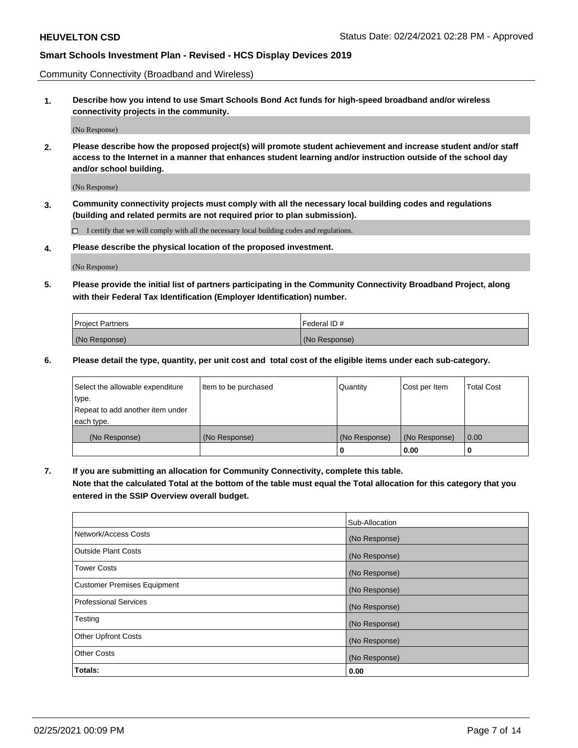Community Connectivity (Broadband and Wireless)

**1. Describe how you intend to use Smart Schools Bond Act funds for high-speed broadband and/or wireless connectivity projects in the community.**

(No Response)

**2. Please describe how the proposed project(s) will promote student achievement and increase student and/or staff access to the Internet in a manner that enhances student learning and/or instruction outside of the school day and/or school building.**

(No Response)

**3. Community connectivity projects must comply with all the necessary local building codes and regulations (building and related permits are not required prior to plan submission).**

☐ I certify that we will comply with all the necessary local building codes and regulations.

**4. Please describe the physical location of the proposed investment.**

(No Response)

**5. Please provide the initial list of partners participating in the Community Connectivity Broadband Project, along with their Federal Tax Identification (Employer Identification) number.**

| Project Partners | Federal ID # |
|---|---|
| (No Response) | (No Response) |

**6. Please detail the type, quantity, per unit cost and total cost of the eligible items under each sub-category.**

| Select the allowable expenditure type. Repeat to add another item under each type. | Item to be purchased | Quantity | Cost per Item | Total Cost |
|---|---|---|---|---|
| (No Response) | (No Response) | (No Response) | (No Response) | 0.00 |
| | | **0** | **0.00** | **0** |

**7. If you are submitting an allocation for Community Connectivity, complete this table. Note that the calculated Total at the bottom of the table must equal the Total allocation for this category that you entered in the SSIP Overview overall budget.**

| | Sub-Allocation |
|---|---|
| Network/Access Costs | (No Response) |
| Outside Plant Costs | (No Response) |
| Tower Costs | (No Response) |
| Customer Premises Equipment | (No Response) |
| Professional Services | (No Response) |
| Testing | (No Response) |
| Other Upfront Costs | (No Response) |
| Other Costs | (No Response) |
| **Totals:** | **0.00** |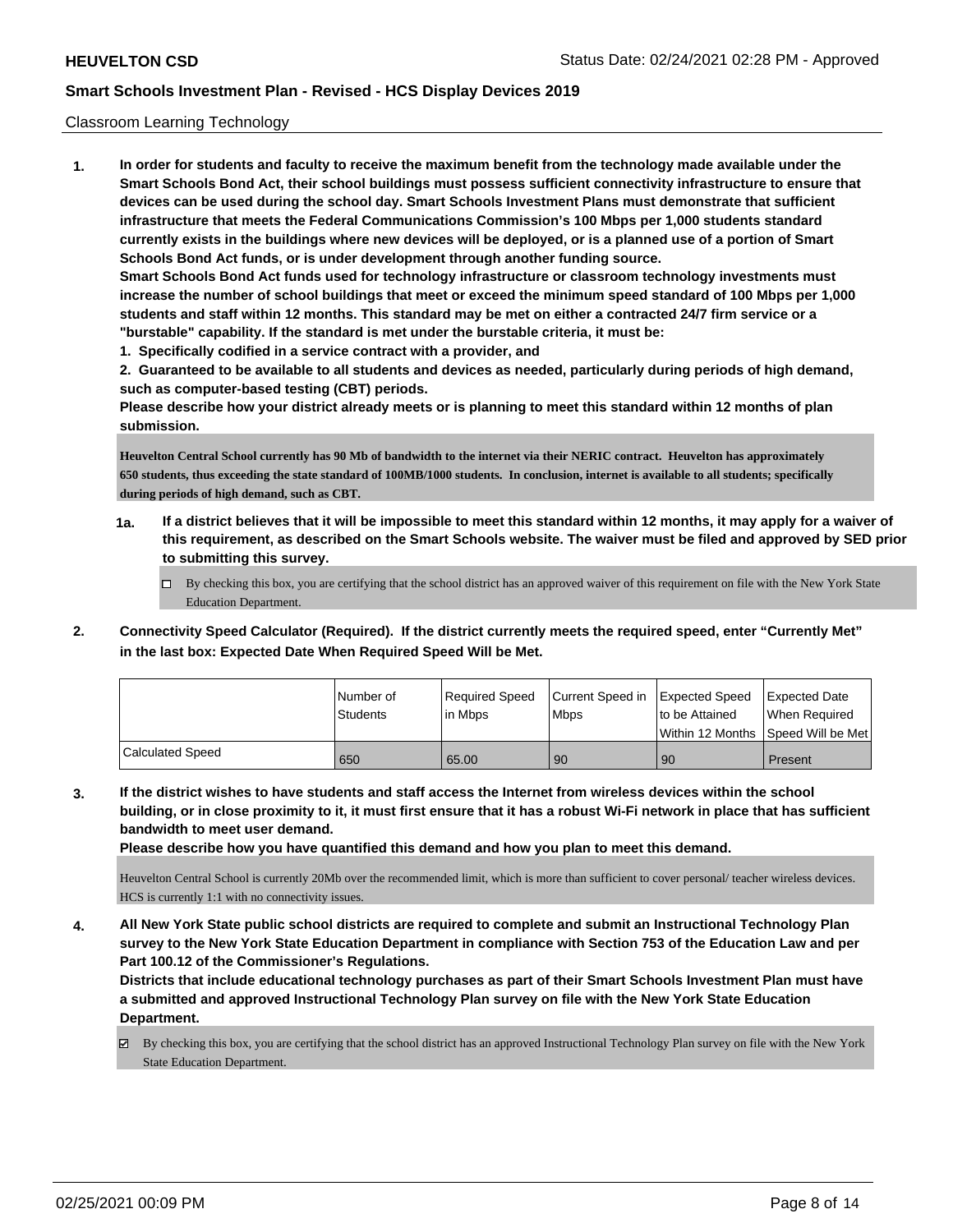Classroom Learning Technology

**1. In order for students and faculty to receive the maximum benefit from the technology made available under the Smart Schools Bond Act, their school buildings must possess sufficient connectivity infrastructure to ensure that devices can be used during the school day. Smart Schools Investment Plans must demonstrate that sufficient infrastructure that meets the Federal Communications Commission's 100 Mbps per 1,000 students standard currently exists in the buildings where new devices will be deployed, or is a planned use of a portion of Smart Schools Bond Act funds, or is under development through another funding source.**

**Smart Schools Bond Act funds used for technology infrastructure or classroom technology investments must increase the number of school buildings that meet or exceed the minimum speed standard of 100 Mbps per 1,000 students and staff within 12 months. This standard may be met on either a contracted 24/7 firm service or a "burstable" capability. If the standard is met under the burstable criteria, it must be:**

**1. Specifically codified in a service contract with a provider, and**

**2. Guaranteed to be available to all students and devices as needed, particularly during periods of high demand, such as computer-based testing (CBT) periods.**

**Please describe how your district already meets or is planning to meet this standard within 12 months of plan submission.**

**Heuvelton Central School currently has 90 Mb of bandwidth to the internet via their NERIC contract. Heuvelton has approximately 650 students, thus exceeding the state standard of 100MB/1000 students. In conclusion, internet is available to all students; specifically during periods of high demand, such as CBT.**

**1a. If a district believes that it will be impossible to meet this standard within 12 months, it may apply for a waiver of this requirement, as described on the Smart Schools website. The waiver must be filed and approved by SED prior to submitting this survey.**

- ☐ By checking this box, you are certifying that the school district has an approved waiver of this requirement on file with the New York State Education Department.

**2. Connectivity Speed Calculator (Required). If the district currently meets the required speed, enter "Currently Met" in the last box: Expected Date When Required Speed Will be Met.**

| | Number of Students | Required Speed in Mbps | Current Speed in Mbps | Expected Speed to be Attained Within 12 Months | Expected Date When Required Speed Will be Met |
|---|---|---|---|---|---|
| Calculated Speed | 650 | 65.00 | 90 | 90 | Present |

**3. If the district wishes to have students and staff access the Internet from wireless devices within the school building, or in close proximity to it, it must first ensure that it has a robust Wi-Fi network in place that has sufficient bandwidth to meet user demand.**

**Please describe how you have quantified this demand and how you plan to meet this demand.**

Heuvelton Central School is currently 20Mb over the recommended limit, which is more than sufficient to cover personal/ teacher wireless devices. HCS is currently 1:1 with no connectivity issues.

**4. All New York State public school districts are required to complete and submit an Instructional Technology Plan survey to the New York State Education Department in compliance with Section 753 of the Education Law and per Part 100.12 of the Commissioner's Regulations.**

**Districts that include educational technology purchases as part of their Smart Schools Investment Plan must have a submitted and approved Instructional Technology Plan survey on file with the New York State Education Department.**

- ☑ By checking this box, you are certifying that the school district has an approved Instructional Technology Plan survey on file with the New York State Education Department.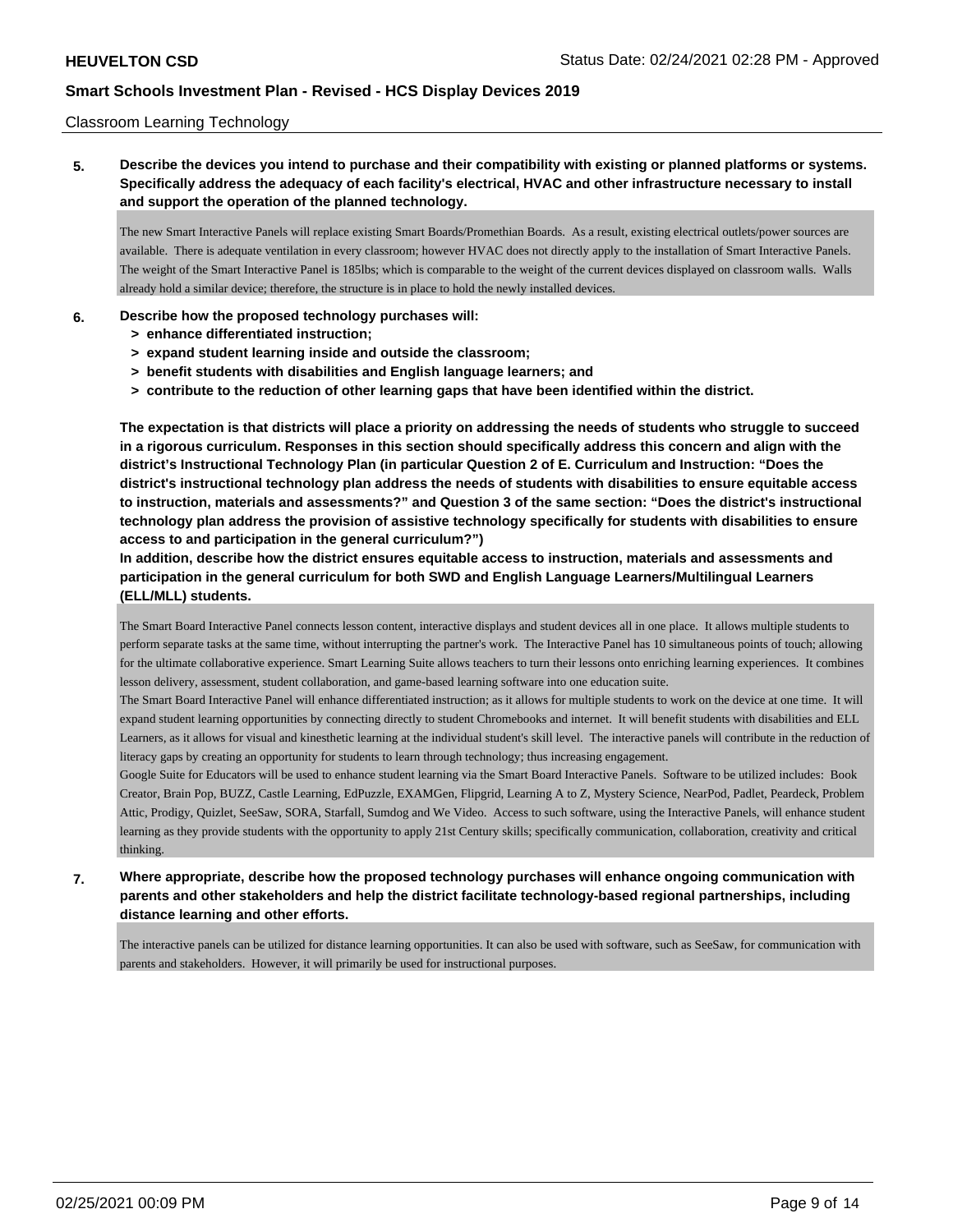Classroom Learning Technology

**5. Describe the devices you intend to purchase and their compatibility with existing or planned platforms or systems. Specifically address the adequacy of each facility's electrical, HVAC and other infrastructure necessary to install and support the operation of the planned technology.**

The new Smart Interactive Panels will replace existing Smart Boards/Promethian Boards. As a result, existing electrical outlets/power sources are available. There is adequate ventilation in every classroom; however HVAC does not directly apply to the installation of Smart Interactive Panels. The weight of the Smart Interactive Panel is 185lbs; which is comparable to the weight of the current devices displayed on classroom walls. Walls already hold a similar device; therefore, the structure is in place to hold the newly installed devices.

**6. Describe how the proposed technology purchases will:**
**> enhance differentiated instruction;**
**> expand student learning inside and outside the classroom;**
**> benefit students with disabilities and English language learners; and**
**> contribute to the reduction of other learning gaps that have been identified within the district.**

**The expectation is that districts will place a priority on addressing the needs of students who struggle to succeed in a rigorous curriculum. Responses in this section should specifically address this concern and align with the district's Instructional Technology Plan (in particular Question 2 of E. Curriculum and Instruction: "Does the district's instructional technology plan address the needs of students with disabilities to ensure equitable access to instruction, materials and assessments?" and Question 3 of the same section: "Does the district's instructional technology plan address the provision of assistive technology specifically for students with disabilities to ensure access to and participation in the general curriculum?")**

**In addition, describe how the district ensures equitable access to instruction, materials and assessments and participation in the general curriculum for both SWD and English Language Learners/Multilingual Learners (ELL/MLL) students.**

The Smart Board Interactive Panel connects lesson content, interactive displays and student devices all in one place. It allows multiple students to perform separate tasks at the same time, without interrupting the partner's work. The Interactive Panel has 10 simultaneous points of touch; allowing for the ultimate collaborative experience. Smart Learning Suite allows teachers to turn their lessons onto enriching learning experiences. It combines lesson delivery, assessment, student collaboration, and game-based learning software into one education suite.

The Smart Board Interactive Panel will enhance differentiated instruction; as it allows for multiple students to work on the device at one time. It will expand student learning opportunities by connecting directly to student Chromebooks and internet. It will benefit students with disabilities and ELL Learners, as it allows for visual and kinesthetic learning at the individual student's skill level. The interactive panels will contribute in the reduction of literacy gaps by creating an opportunity for students to learn through technology; thus increasing engagement.

Google Suite for Educators will be used to enhance student learning via the Smart Board Interactive Panels. Software to be utilized includes: Book Creator, Brain Pop, BUZZ, Castle Learning, EdPuzzle, EXAMGen, Flipgrid, Learning A to Z, Mystery Science, NearPod, Padlet, Peardeck, Problem Attic, Prodigy, Quizlet, SeeSaw, SORA, Starfall, Sumdog and We Video. Access to such software, using the Interactive Panels, will enhance student learning as they provide students with the opportunity to apply 21st Century skills; specifically communication, collaboration, creativity and critical thinking.

**7. Where appropriate, describe how the proposed technology purchases will enhance ongoing communication with parents and other stakeholders and help the district facilitate technology-based regional partnerships, including distance learning and other efforts.**

The interactive panels can be utilized for distance learning opportunities. It can also be used with software, such as SeeSaw, for communication with parents and stakeholders. However, it will primarily be used for instructional purposes.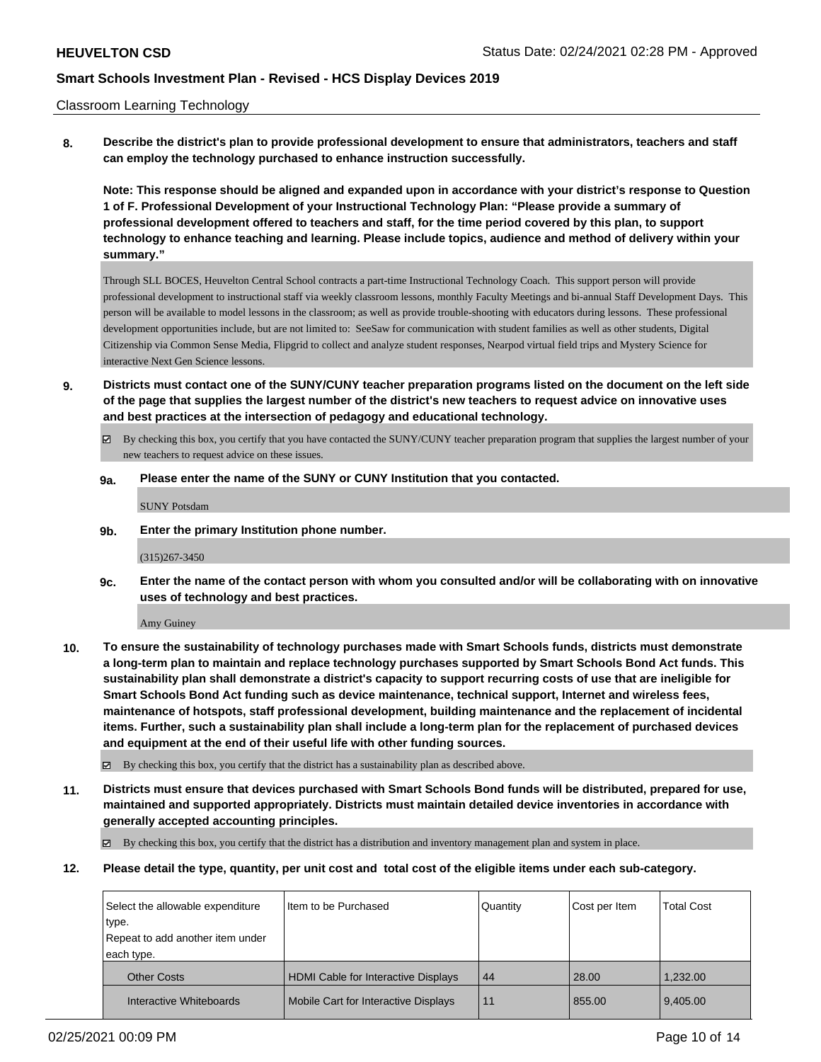Classroom Learning Technology

**8. Describe the district's plan to provide professional development to ensure that administrators, teachers and staff can employ the technology purchased to enhance instruction successfully.**

**Note: This response should be aligned and expanded upon in accordance with your district's response to Question 1 of F. Professional Development of your Instructional Technology Plan: "Please provide a summary of professional development offered to teachers and staff, for the time period covered by this plan, to support technology to enhance teaching and learning. Please include topics, audience and method of delivery within your summary."**

Through SLL BOCES, Heuvelton Central School contracts a part-time Instructional Technology Coach. This support person will provide professional development to instructional staff via weekly classroom lessons, monthly Faculty Meetings and bi-annual Staff Development Days. This person will be available to model lessons in the classroom; as well as provide trouble-shooting with educators during lessons. These professional development opportunities include, but are not limited to: SeeSaw for communication with student families as well as other students, Digital Citizenship via Common Sense Media, Flipgrid to collect and analyze student responses, Nearpod virtual field trips and Mystery Science for interactive Next Gen Science lessons.

**9. Districts must contact one of the SUNY/CUNY teacher preparation programs listed on the document on the left side of the page that supplies the largest number of the district's new teachers to request advice on innovative uses and best practices at the intersection of pedagogy and educational technology.**

☑ By checking this box, you certify that you have contacted the SUNY/CUNY teacher preparation program that supplies the largest number of your new teachers to request advice on these issues.

**9a. Please enter the name of the SUNY or CUNY Institution that you contacted.**

SUNY Potsdam

**9b. Enter the primary Institution phone number.**

(315)267-3450

**9c. Enter the name of the contact person with whom you consulted and/or will be collaborating with on innovative uses of technology and best practices.**

Amy Guiney

**10. To ensure the sustainability of technology purchases made with Smart Schools funds, districts must demonstrate a long-term plan to maintain and replace technology purchases supported by Smart Schools Bond Act funds. This sustainability plan shall demonstrate a district's capacity to support recurring costs of use that are ineligible for Smart Schools Bond Act funding such as device maintenance, technical support, Internet and wireless fees, maintenance of hotspots, staff professional development, building maintenance and the replacement of incidental items. Further, such a sustainability plan shall include a long-term plan for the replacement of purchased devices and equipment at the end of their useful life with other funding sources.**

☑ By checking this box, you certify that the district has a sustainability plan as described above.

**11. Districts must ensure that devices purchased with Smart Schools Bond funds will be distributed, prepared for use, maintained and supported appropriately. Districts must maintain detailed device inventories in accordance with generally accepted accounting principles.**

☑ By checking this box, you certify that the district has a distribution and inventory management plan and system in place.

**12. Please detail the type, quantity, per unit cost and total cost of the eligible items under each sub-category.**

| Select the allowable expenditure type. Repeat to add another item under each type. | Item to be Purchased | Quantity | Cost per Item | Total Cost |
|---|---|---|---|---|
| Other Costs | HDMI Cable for Interactive Displays | 44 | 28.00 | 1,232.00 |
| Interactive Whiteboards | Mobile Cart for Interactive Displays | 11 | 855.00 | 9,405.00 |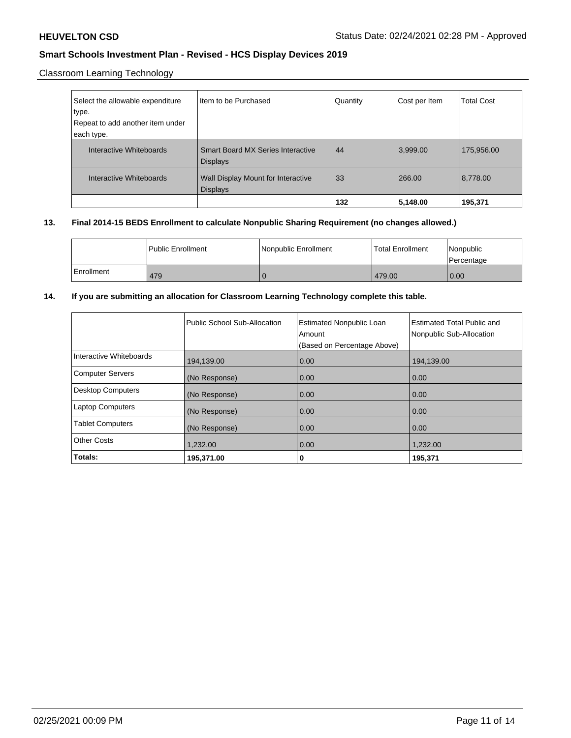Classroom Learning Technology

| Select the allowable expenditure type. Repeat to add another item under each type. | Item to be Purchased | Quantity | Cost per Item | Total Cost |
|---|---|---|---|---|
| Interactive Whiteboards | Smart Board MX Series Interactive Displays | 44 | 3,999.00 | 175,956.00 |
| Interactive Whiteboards | Wall Display Mount for Interactive Displays | 33 | 266.00 | 8,778.00 |
| | | **132** | **5,148.00** | **195,371** |

**13. Final 2014-15 BEDS Enrollment to calculate Nonpublic Sharing Requirement (no changes allowed.)**

| | Public Enrollment | Nonpublic Enrollment | Total Enrollment | Nonpublic Percentage |
|---|---|---|---|---|
| Enrollment | 479 | 0 | 479.00 | 0.00 |

**14. If you are submitting an allocation for Classroom Learning Technology complete this table.**

| | Public School Sub-Allocation | Estimated Nonpublic Loan Amount (Based on Percentage Above) | Estimated Total Public and Nonpublic Sub-Allocation |
|---|---|---|---|
| Interactive Whiteboards | 194,139.00 | 0.00 | 194,139.00 |
| Computer Servers | (No Response) | 0.00 | 0.00 |
| Desktop Computers | (No Response) | 0.00 | 0.00 |
| Laptop Computers | (No Response) | 0.00 | 0.00 |
| Tablet Computers | (No Response) | 0.00 | 0.00 |
| Other Costs | 1,232.00 | 0.00 | 1,232.00 |
| **Totals:** | **195,371.00** | **0** | **195,371** |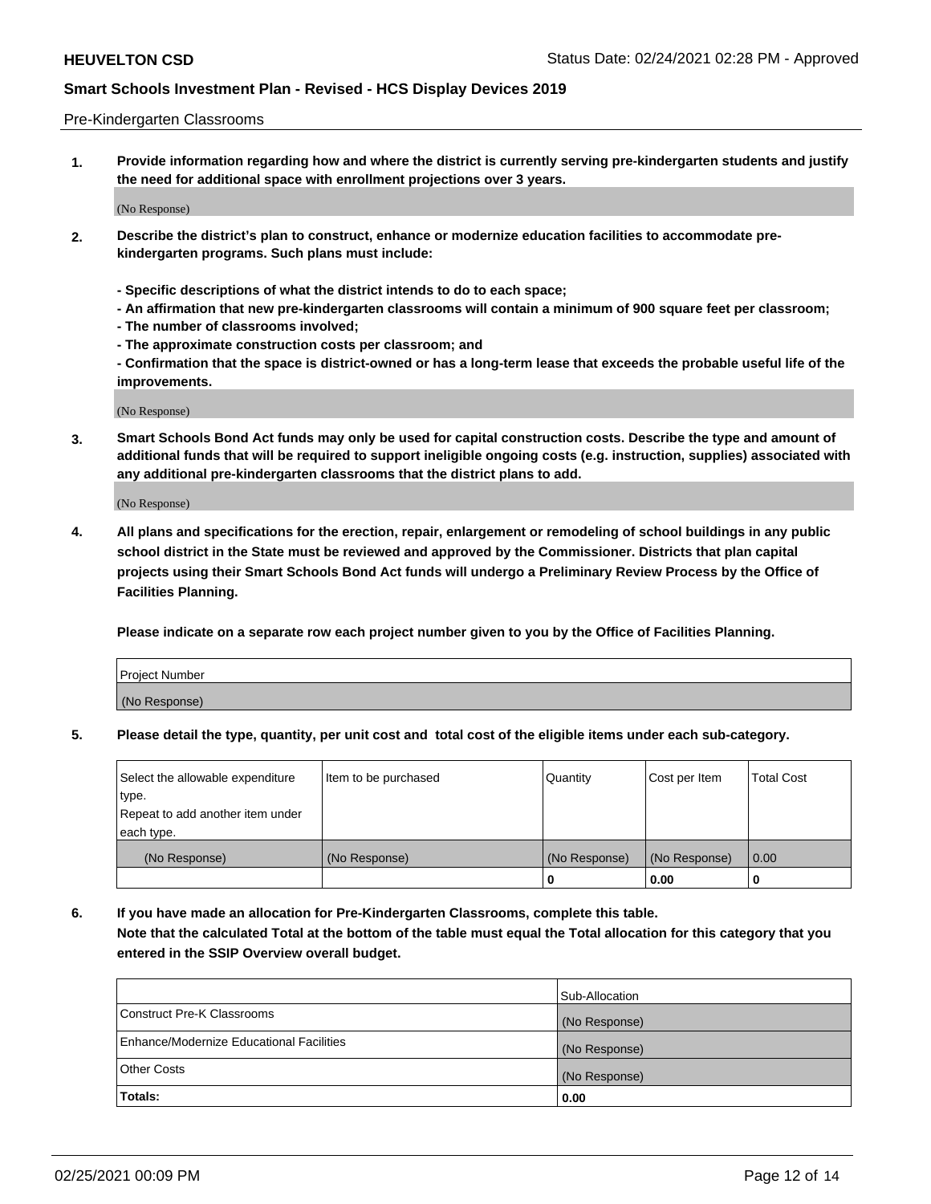Pre-Kindergarten Classrooms

**1. Provide information regarding how and where the district is currently serving pre-kindergarten students and justify the need for additional space with enrollment projections over 3 years.**

(No Response)

**2. Describe the district's plan to construct, enhance or modernize education facilities to accommodate pre-kindergarten programs. Such plans must include:**

**- Specific descriptions of what the district intends to do to each space;**
**- An affirmation that new pre-kindergarten classrooms will contain a minimum of 900 square feet per classroom;**
**- The number of classrooms involved;**
**- The approximate construction costs per classroom; and**
**- Confirmation that the space is district-owned or has a long-term lease that exceeds the probable useful life of the improvements.**

(No Response)

**3. Smart Schools Bond Act funds may only be used for capital construction costs. Describe the type and amount of additional funds that will be required to support ineligible ongoing costs (e.g. instruction, supplies) associated with any additional pre-kindergarten classrooms that the district plans to add.**

(No Response)

**4. All plans and specifications for the erection, repair, enlargement or remodeling of school buildings in any public school district in the State must be reviewed and approved by the Commissioner. Districts that plan capital projects using their Smart Schools Bond Act funds will undergo a Preliminary Review Process by the Office of Facilities Planning.**

**Please indicate on a separate row each project number given to you by the Office of Facilities Planning.**

| Project Number |
|---|
| (No Response) |

**5. Please detail the type, quantity, per unit cost and total cost of the eligible items under each sub-category.**

| Select the allowable expenditure type. Repeat to add another item under each type. | Item to be purchased | Quantity | Cost per Item | Total Cost |
|---|---|---|---|---|
| (No Response) | (No Response) | (No Response) | (No Response) | 0.00 |
| | | 0 | 0.00 | 0 |

**6. If you have made an allocation for Pre-Kindergarten Classrooms, complete this table. Note that the calculated Total at the bottom of the table must equal the Total allocation for this category that you entered in the SSIP Overview overall budget.**

| | Sub-Allocation |
|---|---|
| Construct Pre-K Classrooms | (No Response) |
| Enhance/Modernize Educational Facilities | (No Response) |
| Other Costs | (No Response) |
| **Totals:** | **0.00** |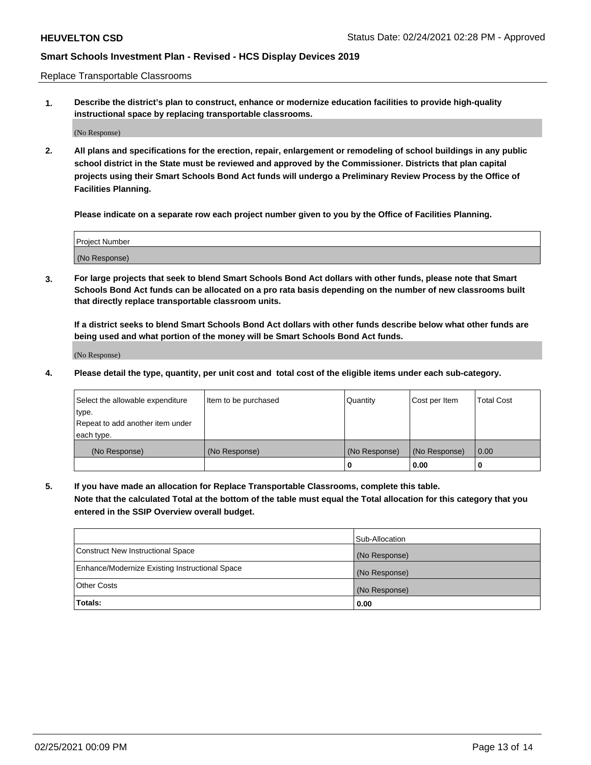Replace Transportable Classrooms

**1. Describe the district's plan to construct, enhance or modernize education facilities to provide high-quality instructional space by replacing transportable classrooms.**

(No Response)

**2. All plans and specifications for the erection, repair, enlargement or remodeling of school buildings in any public school district in the State must be reviewed and approved by the Commissioner. Districts that plan capital projects using their Smart Schools Bond Act funds will undergo a Preliminary Review Process by the Office of Facilities Planning.**

**Please indicate on a separate row each project number given to you by the Office of Facilities Planning.**

| Project Number |
|---|
| (No Response) |

**3. For large projects that seek to blend Smart Schools Bond Act dollars with other funds, please note that Smart Schools Bond Act funds can be allocated on a pro rata basis depending on the number of new classrooms built that directly replace transportable classroom units.**

**If a district seeks to blend Smart Schools Bond Act dollars with other funds describe below what other funds are being used and what portion of the money will be Smart Schools Bond Act funds.**

(No Response)

**4. Please detail the type, quantity, per unit cost and total cost of the eligible items under each sub-category.**

| Select the allowable expenditure type. Repeat to add another item under each type. | Item to be purchased | Quantity | Cost per Item | Total Cost |
|---|---|---|---|---|
| (No Response) | (No Response) | (No Response) | (No Response) | 0.00 |
| | | 0 | 0.00 | 0 |

**5. If you have made an allocation for Replace Transportable Classrooms, complete this table. Note that the calculated Total at the bottom of the table must equal the Total allocation for this category that you entered in the SSIP Overview overall budget.**

| | Sub-Allocation |
|---|---|
| Construct New Instructional Space | (No Response) |
| Enhance/Modernize Existing Instructional Space | (No Response) |
| Other Costs | (No Response) |
| **Totals:** | **0.00** |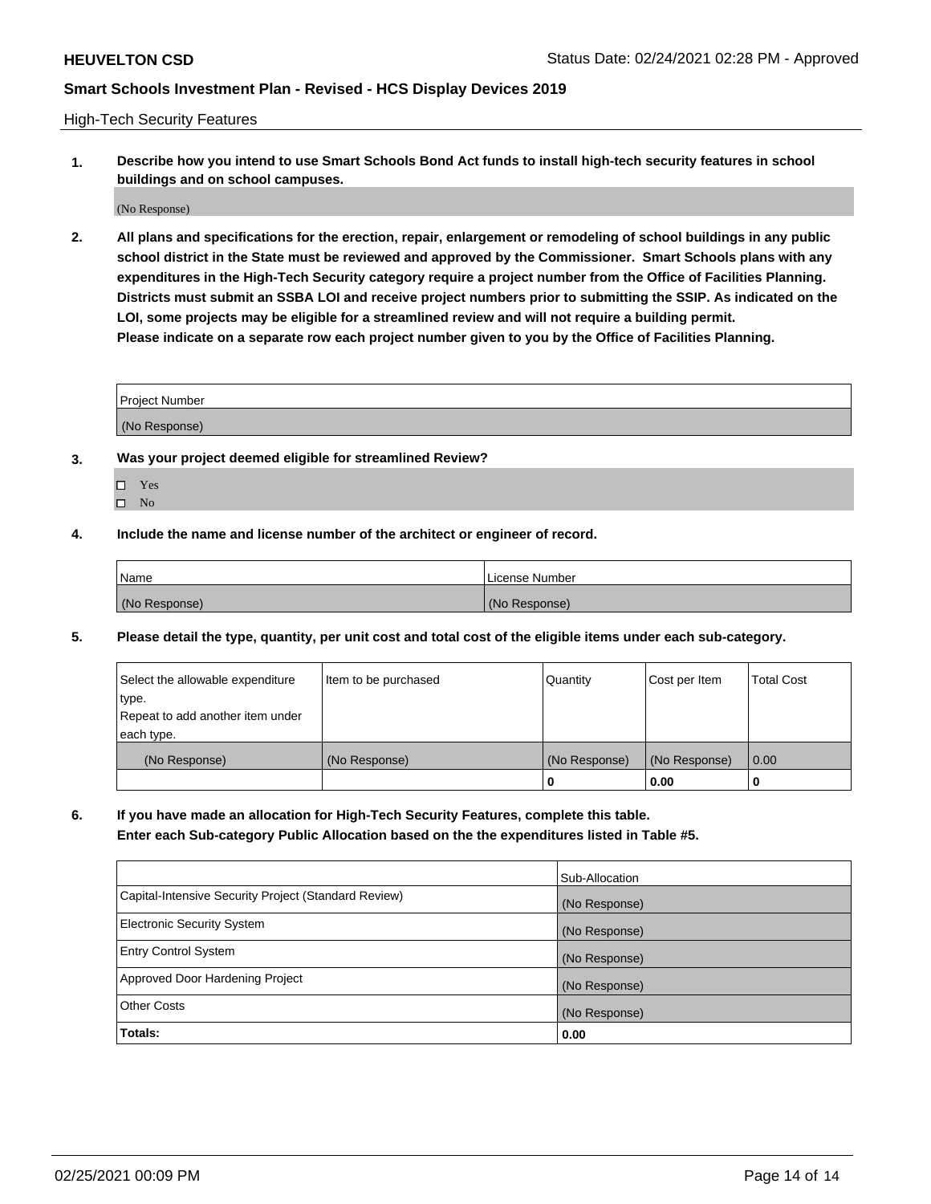High-Tech Security Features

**1. Describe how you intend to use Smart Schools Bond Act funds to install high-tech security features in school buildings and on school campuses.**

(No Response)

**2. All plans and specifications for the erection, repair, enlargement or remodeling of school buildings in any public school district in the State must be reviewed and approved by the Commissioner. Smart Schools plans with any expenditures in the High-Tech Security category require a project number from the Office of Facilities Planning. Districts must submit an SSBA LOI and receive project numbers prior to submitting the SSIP. As indicated on the LOI, some projects may be eligible for a streamlined review and will not require a building permit. Please indicate on a separate row each project number given to you by the Office of Facilities Planning.**

| Project Number |
|---|
| (No Response) |

**3. Was your project deemed eligible for streamlined Review?**

- ☐ Yes
- ☐ No

**4. Include the name and license number of the architect or engineer of record.**

| Name | License Number |
|---|---|
| (No Response) | (No Response) |

**5. Please detail the type, quantity, per unit cost and total cost of the eligible items under each sub-category.**

| Select the allowable expenditure type. Repeat to add another item under each type. | Item to be purchased | Quantity | Cost per Item | Total Cost |
|---|---|---|---|---|
| (No Response) | (No Response) | (No Response) | (No Response) | 0.00 |
| | | 0 | 0.00 | 0 |

**6. If you have made an allocation for High-Tech Security Features, complete this table. Enter each Sub-category Public Allocation based on the the expenditures listed in Table #5.**

| | Sub-Allocation |
|---|---|
| Capital-Intensive Security Project (Standard Review) | (No Response) |
| Electronic Security System | (No Response) |
| Entry Control System | (No Response) |
| Approved Door Hardening Project | (No Response) |
| Other Costs | (No Response) |
| **Totals:** | **0.00** |